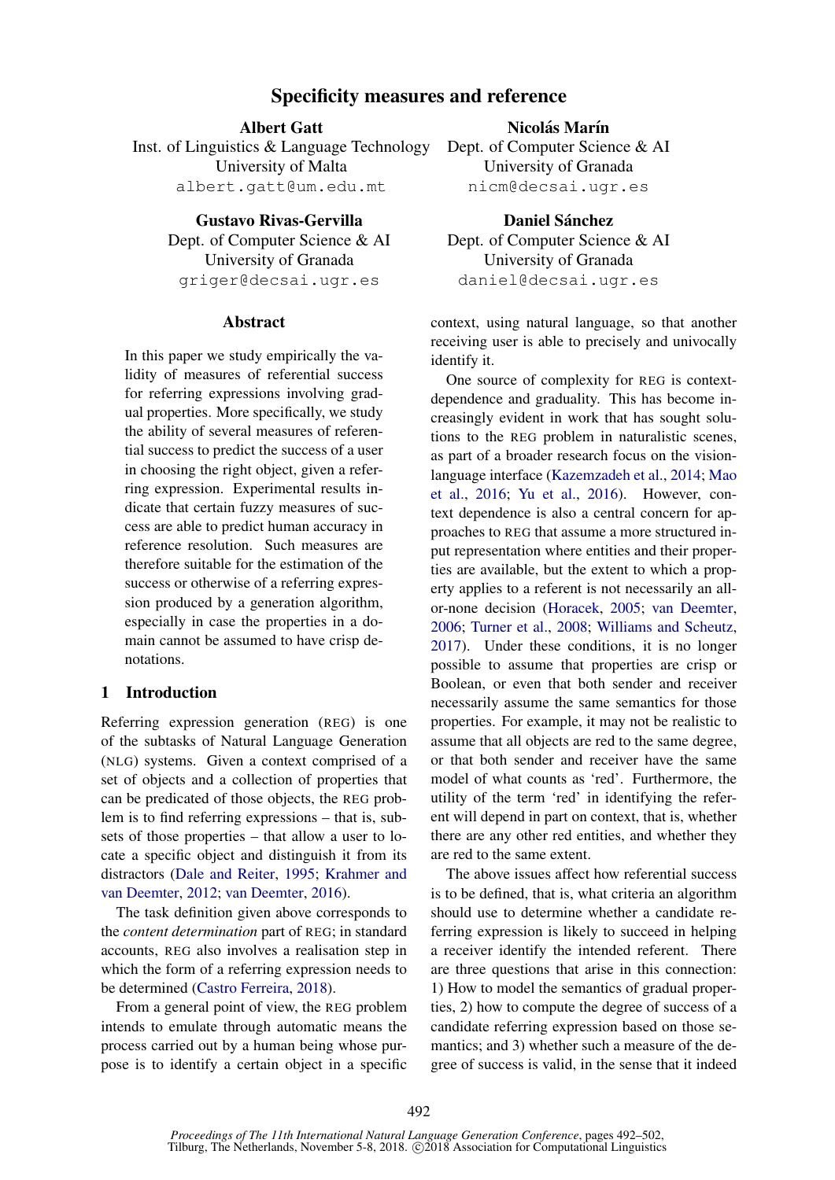# Specificity measures and reference

**Albert Gatt**
Inst. of Linguistics & Language Technology
University of Malta
albert.gatt@um.edu.mt

**Nicolás Marín**
Dept. of Computer Science & AI
University of Granada
nicm@decsai.ugr.es

**Gustavo Rivas-Gervilla**
Dept. of Computer Science & AI
University of Granada
griger@decsai.ugr.es

**Daniel Sánchez**
Dept. of Computer Science & AI
University of Granada
daniel@decsai.ugr.es

## Abstract

In this paper we study empirically the validity of measures of referential success for referring expressions involving gradual properties. More specifically, we study the ability of several measures of referential success to predict the success of a user in choosing the right object, given a referring expression. Experimental results indicate that certain fuzzy measures of success are able to predict human accuracy in reference resolution. Such measures are therefore suitable for the estimation of the success or otherwise of a referring expression produced by a generation algorithm, especially in case the properties in a domain cannot be assumed to have crisp denotations.

## 1 Introduction

Referring expression generation (REG) is one of the subtasks of Natural Language Generation (NLG) systems. Given a context comprised of a set of objects and a collection of properties that can be predicated of those objects, the REG problem is to find referring expressions – that is, subsets of those properties – that allow a user to locate a specific object and distinguish it from its distractors (Dale and Reiter, 1995; Krahmer and van Deemter, 2012; van Deemter, 2016).

The task definition given above corresponds to the *content determination* part of REG; in standard accounts, REG also involves a realisation step in which the form of a referring expression needs to be determined (Castro Ferreira, 2018).

From a general point of view, the REG problem intends to emulate through automatic means the process carried out by a human being whose purpose is to identify a certain object in a specific context, using natural language, so that another receiving user is able to precisely and univocally identify it.

One source of complexity for REG is context-dependence and graduality. This has become increasingly evident in work that has sought solutions to the REG problem in naturalistic scenes, as part of a broader research focus on the vision-language interface (Kazemzadeh et al., 2014; Mao et al., 2016; Yu et al., 2016). However, context dependence is also a central concern for approaches to REG that assume a more structured input representation where entities and their properties are available, but the extent to which a property applies to a referent is not necessarily an all-or-none decision (Horacek, 2005; van Deemter, 2006; Turner et al., 2008; Williams and Scheutz, 2017). Under these conditions, it is no longer possible to assume that properties are crisp or Boolean, or even that both sender and receiver necessarily assume the same semantics for those properties. For example, it may not be realistic to assume that all objects are red to the same degree, or that both sender and receiver have the same model of what counts as 'red'. Furthermore, the utility of the term 'red' in identifying the referent will depend in part on context, that is, whether there are any other red entities, and whether they are red to the same extent.

The above issues affect how referential success is to be defined, that is, what criteria an algorithm should use to determine whether a candidate referring expression is likely to succeed in helping a receiver identify the intended referent. There are three questions that arise in this connection: 1) How to model the semantics of gradual properties, 2) how to compute the degree of success of a candidate referring expression based on those semantics; and 3) whether such a measure of the degree of success is valid, in the sense that it indeed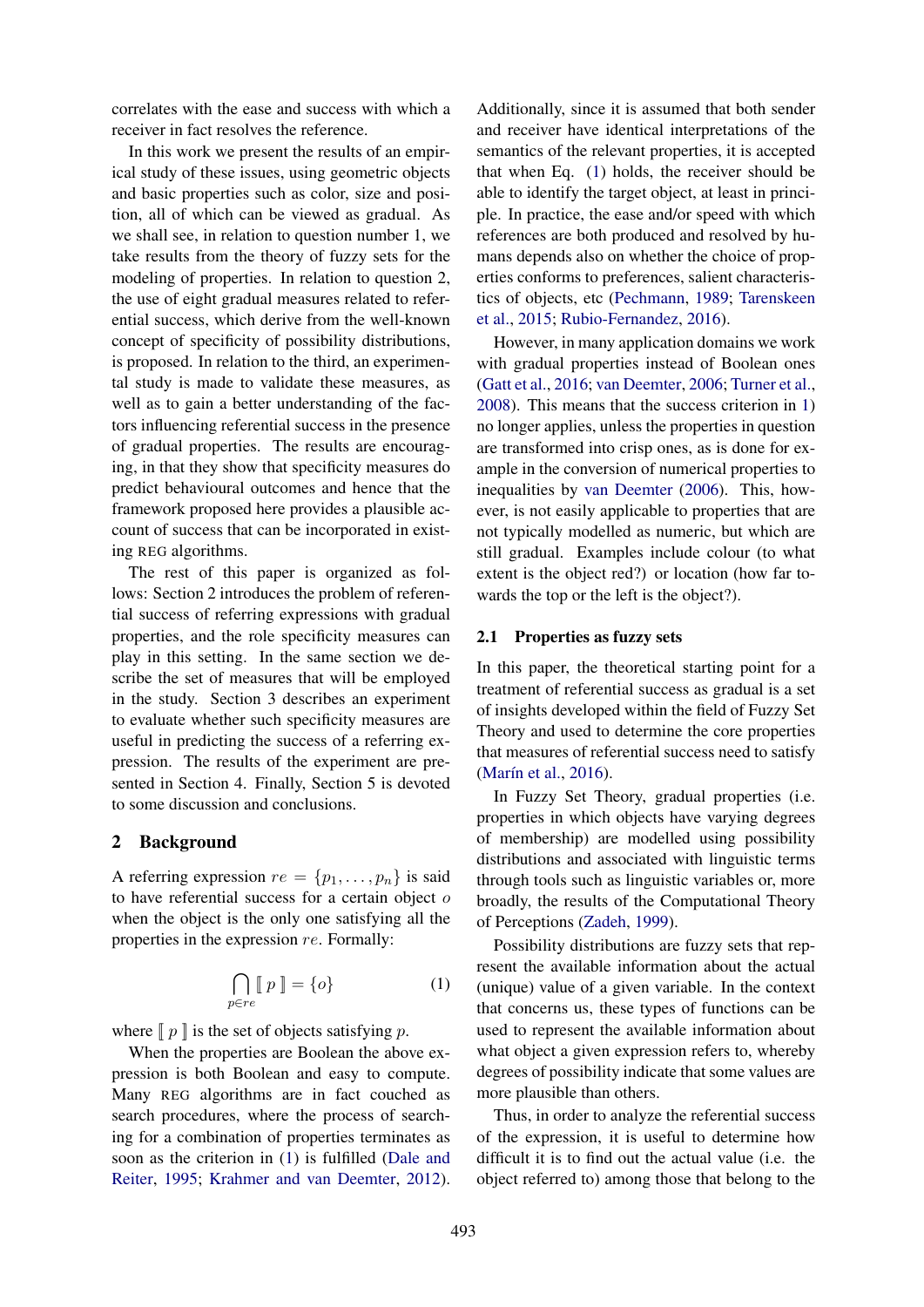correlates with the ease and success with which a receiver in fact resolves the reference.

In this work we present the results of an empirical study of these issues, using geometric objects and basic properties such as color, size and position, all of which can be viewed as gradual. As we shall see, in relation to question number 1, we take results from the theory of fuzzy sets for the modeling of properties. In relation to question 2, the use of eight gradual measures related to referential success, which derive from the well-known concept of specificity of possibility distributions, is proposed. In relation to the third, an experimental study is made to validate these measures, as well as to gain a better understanding of the factors influencing referential success in the presence of gradual properties. The results are encouraging, in that they show that specificity measures do predict behavioural outcomes and hence that the framework proposed here provides a plausible account of success that can be incorporated in existing REG algorithms.

The rest of this paper is organized as follows: Section 2 introduces the problem of referential success of referring expressions with gradual properties, and the role specificity measures can play in this setting. In the same section we describe the set of measures that will be employed in the study. Section 3 describes an experiment to evaluate whether such specificity measures are useful in predicting the success of a referring expression. The results of the experiment are presented in Section 4. Finally, Section 5 is devoted to some discussion and conclusions.

## 2 Background

A referring expression $re = \{p_1, \ldots, p_n\}$ is said to have referential success for a certain object $o$ when the object is the only one satisfying all the properties in the expression $re$. Formally:

$$\bigcap_{p \in re} [\![ \, p \, ]\!] = \{o\} \qquad (1)$$

where $[\![ \, p \, ]\!]$ is the set of objects satisfying $p$.

When the properties are Boolean the above expression is both Boolean and easy to compute. Many REG algorithms are in fact couched as search procedures, where the process of searching for a combination of properties terminates as soon as the criterion in (1) is fulfilled (Dale and Reiter, 1995; Krahmer and van Deemter, 2012). Additionally, since it is assumed that both sender and receiver have identical interpretations of the semantics of the relevant properties, it is accepted that when Eq. (1) holds, the receiver should be able to identify the target object, at least in principle. In practice, the ease and/or speed with which references are both produced and resolved by humans depends also on whether the choice of properties conforms to preferences, salient characteristics of objects, etc (Pechmann, 1989; Tarenskeen et al., 2015; Rubio-Fernandez, 2016).

However, in many application domains we work with gradual properties instead of Boolean ones (Gatt et al., 2016; van Deemter, 2006; Turner et al., 2008). This means that the success criterion in 1) no longer applies, unless the properties in question are transformed into crisp ones, as is done for example in the conversion of numerical properties to inequalities by van Deemter (2006). This, however, is not easily applicable to properties that are not typically modelled as numeric, but which are still gradual. Examples include colour (to what extent is the object red?) or location (how far towards the top or the left is the object?).

### 2.1 Properties as fuzzy sets

In this paper, the theoretical starting point for a treatment of referential success as gradual is a set of insights developed within the field of Fuzzy Set Theory and used to determine the core properties that measures of referential success need to satisfy (Marín et al., 2016).

In Fuzzy Set Theory, gradual properties (i.e. properties in which objects have varying degrees of membership) are modelled using possibility distributions and associated with linguistic terms through tools such as linguistic variables or, more broadly, the results of the Computational Theory of Perceptions (Zadeh, 1999).

Possibility distributions are fuzzy sets that represent the available information about the actual (unique) value of a given variable. In the context that concerns us, these types of functions can be used to represent the available information about what object a given expression refers to, whereby degrees of possibility indicate that some values are more plausible than others.

Thus, in order to analyze the referential success of the expression, it is useful to determine how difficult it is to find out the actual value (i.e. the object referred to) among those that belong to the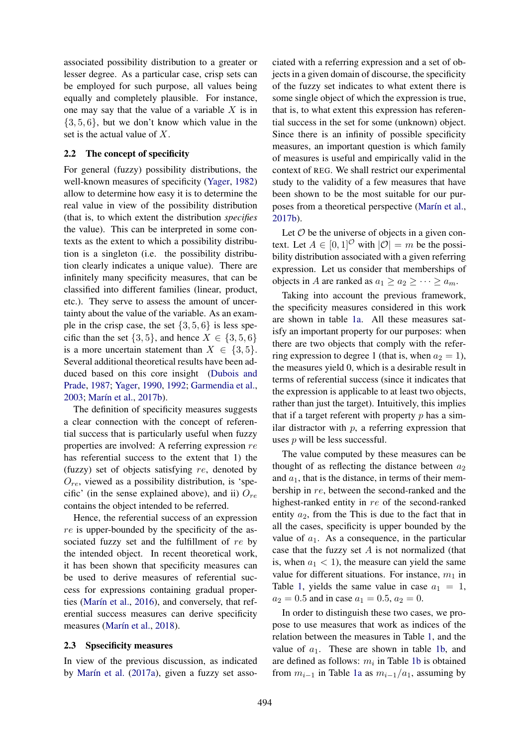associated possibility distribution to a greater or lesser degree. As a particular case, crisp sets can be employed for such purpose, all values being equally and completely plausible. For instance, one may say that the value of a variable $X$ is in $\{3, 5, 6\}$, but we don't know which value in the set is the actual value of $X$.

### 2.2 The concept of specificity

For general (fuzzy) possibility distributions, the well-known measures of specificity (Yager, 1982) allow to determine how easy it is to determine the real value in view of the possibility distribution (that is, to which extent the distribution *specifies* the value). This can be interpreted in some contexts as the extent to which a possibility distribution is a singleton (i.e. the possibility distribution clearly indicates a unique value). There are infinitely many specificity measures, that can be classified into different families (linear, product, etc.). They serve to assess the amount of uncertainty about the value of the variable. As an example in the crisp case, the set $\{3, 5, 6\}$ is less specific than the set $\{3, 5\}$, and hence $X \in \{3, 5, 6\}$ is a more uncertain statement than $X \in \{3, 5\}$. Several additional theoretical results have been adduced based on this core insight (Dubois and Prade, 1987; Yager, 1990, 1992; Garmendia et al., 2003; Marín et al., 2017b).

The definition of specificity measures suggests a clear connection with the concept of referential success that is particularly useful when fuzzy properties are involved: A referring expression $re$ has referential success to the extent that 1) the (fuzzy) set of objects satisfying $re$, denoted by $O_{re}$, viewed as a possibility distribution, is 'specific' (in the sense explained above), and ii) $O_{re}$ contains the object intended to be referred.

Hence, the referential success of an expression $re$ is upper-bounded by the specificity of the associated fuzzy set and the fulfillment of $re$ by the intended object. In recent theoretical work, it has been shown that specificity measures can be used to derive measures of referential success for expressions containing gradual properties (Marín et al., 2016), and conversely, that referential success measures can derive specificity measures (Marín et al., 2018).

### 2.3 Spsecificity measures

In view of the previous discussion, as indicated by Marín et al. (2017a), given a fuzzy set associated with a referring expression and a set of objects in a given domain of discourse, the specificity of the fuzzy set indicates to what extent there is some single object of which the expression is true, that is, to what extent this expression has referential success in the set for some (unknown) object. Since there is an infinity of possible specificity measures, an important question is which family of measures is useful and empirically valid in the context of REG. We shall restrict our experimental study to the validity of a few measures that have been shown to be the most suitable for our purposes from a theoretical perspective (Marín et al., 2017b).

Let $\mathcal{O}$ be the universe of objects in a given context. Let $A \in [0, 1]^{\mathcal{O}}$ with $|\mathcal{O}| = m$ be the possibility distribution associated with a given referring expression. Let us consider that memberships of objects in $A$ are ranked as $a_1 \geq a_2 \geq \cdots \geq a_m$.

Taking into account the previous framework, the specificity measures considered in this work are shown in table 1a. All these measures satisfy an important property for our purposes: when there are two objects that comply with the referring expression to degree 1 (that is, when $a_2 = 1$), the measures yield 0, which is a desirable result in terms of referential success (since it indicates that the expression is applicable to at least two objects, rather than just the target). Intuitively, this implies that if a target referent with property $p$ has a similar distractor with $p$, a referring expression that uses $p$ will be less successful.

The value computed by these measures can be thought of as reflecting the distance between $a_2$ and $a_1$, that is the distance, in terms of their membership in $re$, between the second-ranked and the highest-ranked entity in $re$ of the second-ranked entity $a_2$, from the This is due to the fact that in all the cases, specificity is upper bounded by the value of $a_1$. As a consequence, in the particular case that the fuzzy set $A$ is not normalized (that is, when $a_1 < 1$), the measure can yield the same value for different situations. For instance, $m_1$ in Table 1, yields the same value in case $a_1 = 1$, $a_2 = 0.5$ and in case $a_1 = 0.5$, $a_2 = 0$.

In order to distinguish these two cases, we propose to use measures that work as indices of the relation between the measures in Table 1, and the value of $a_1$. These are shown in table 1b, and are defined as follows: $m_i$ in Table 1b is obtained from $m_{i-1}$ in Table 1a as $m_{i-1}/a_1$, assuming by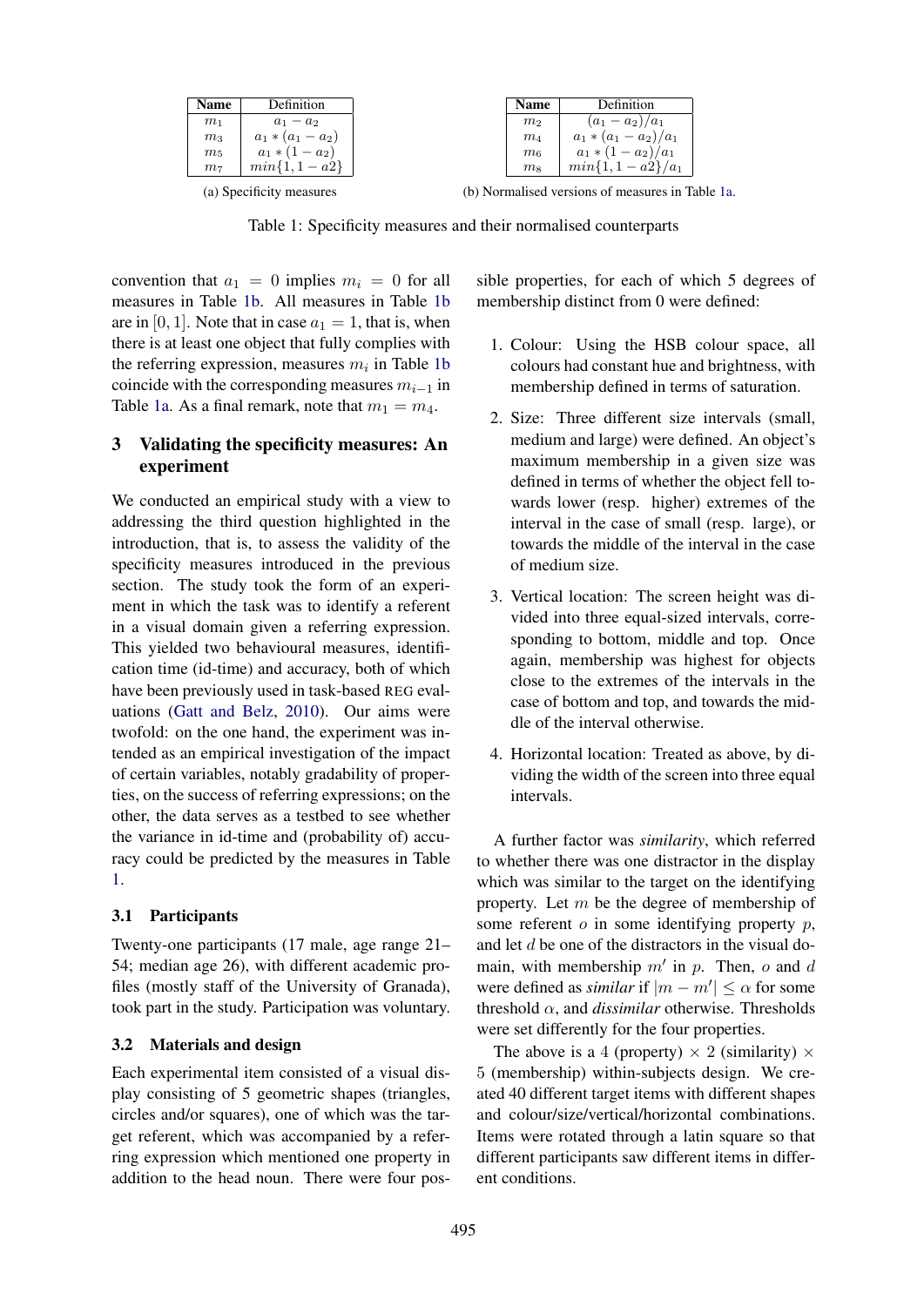| Name | Definition |
| --- | --- |
| $m_1$ | $a_1 - a_2$ |
| $m_3$ | $a_1 * (a_1 - a_2)$ |
| $m_5$ | $a_1 * (1 - a_2)$ |
| $m_7$ | $min\{1, 1 - a2\}$ |

(a) Specificity measures

| Name | Definition |
| --- | --- |
| $m_2$ | $(a_1 - a_2)/a_1$ |
| $m_4$ | $a_1 * (a_1 - a_2)/a_1$ |
| $m_6$ | $a_1 * (1 - a_2)/a_1$ |
| $m_8$ | $min\{1, 1 - a2\}/a_1$ |

(b) Normalised versions of measures in Table 1a.

Table 1: Specificity measures and their normalised counterparts

convention that $a_1 = 0$ implies $m_i = 0$ for all measures in Table 1b. All measures in Table 1b are in $[0, 1]$. Note that in case $a_1 = 1$, that is, when there is at least one object that fully complies with the referring expression, measures $m_i$ in Table 1b coincide with the corresponding measures $m_{i-1}$ in Table 1a. As a final remark, note that $m_1 = m_4$.

## 3 Validating the specificity measures: An experiment

We conducted an empirical study with a view to addressing the third question highlighted in the introduction, that is, to assess the validity of the specificity measures introduced in the previous section. The study took the form of an experiment in which the task was to identify a referent in a visual domain given a referring expression. This yielded two behavioural measures, identification time (id-time) and accuracy, both of which have been previously used in task-based REG evaluations (Gatt and Belz, 2010). Our aims were twofold: on the one hand, the experiment was intended as an empirical investigation of the impact of certain variables, notably gradability of properties, on the success of referring expressions; on the other, the data serves as a testbed to see whether the variance in id-time and (probability of) accuracy could be predicted by the measures in Table 1.

### 3.1 Participants

Twenty-one participants (17 male, age range 21–54; median age 26), with different academic profiles (mostly staff of the University of Granada), took part in the study. Participation was voluntary.

### 3.2 Materials and design

Each experimental item consisted of a visual display consisting of 5 geometric shapes (triangles, circles and/or squares), one of which was the target referent, which was accompanied by a referring expression which mentioned one property in addition to the head noun. There were four possible properties, for each of which 5 degrees of membership distinct from 0 were defined:

1. Colour: Using the HSB colour space, all colours had constant hue and brightness, with membership defined in terms of saturation.
2. Size: Three different size intervals (small, medium and large) were defined. An object's maximum membership in a given size was defined in terms of whether the object fell towards lower (resp. higher) extremes of the interval in the case of small (resp. large), or towards the middle of the interval in the case of medium size.
3. Vertical location: The screen height was divided into three equal-sized intervals, corresponding to bottom, middle and top. Once again, membership was highest for objects close to the extremes of the intervals in the case of bottom and top, and towards the middle of the interval otherwise.
4. Horizontal location: Treated as above, by dividing the width of the screen into three equal intervals.

A further factor was *similarity*, which referred to whether there was one distractor in the display which was similar to the target on the identifying property. Let $m$ be the degree of membership of some referent $o$ in some identifying property $p$, and let $d$ be one of the distractors in the visual domain, with membership $m'$ in $p$. Then, $o$ and $d$ were defined as *similar* if $|m - m'| \leq \alpha$ for some threshold $\alpha$, and *dissimilar* otherwise. Thresholds were set differently for the four properties.

The above is a 4 (property) $\times$ 2 (similarity) $\times$ 5 (membership) within-subjects design. We created 40 different target items with different shapes and colour/size/vertical/horizontal combinations. Items were rotated through a latin square so that different participants saw different items in different conditions.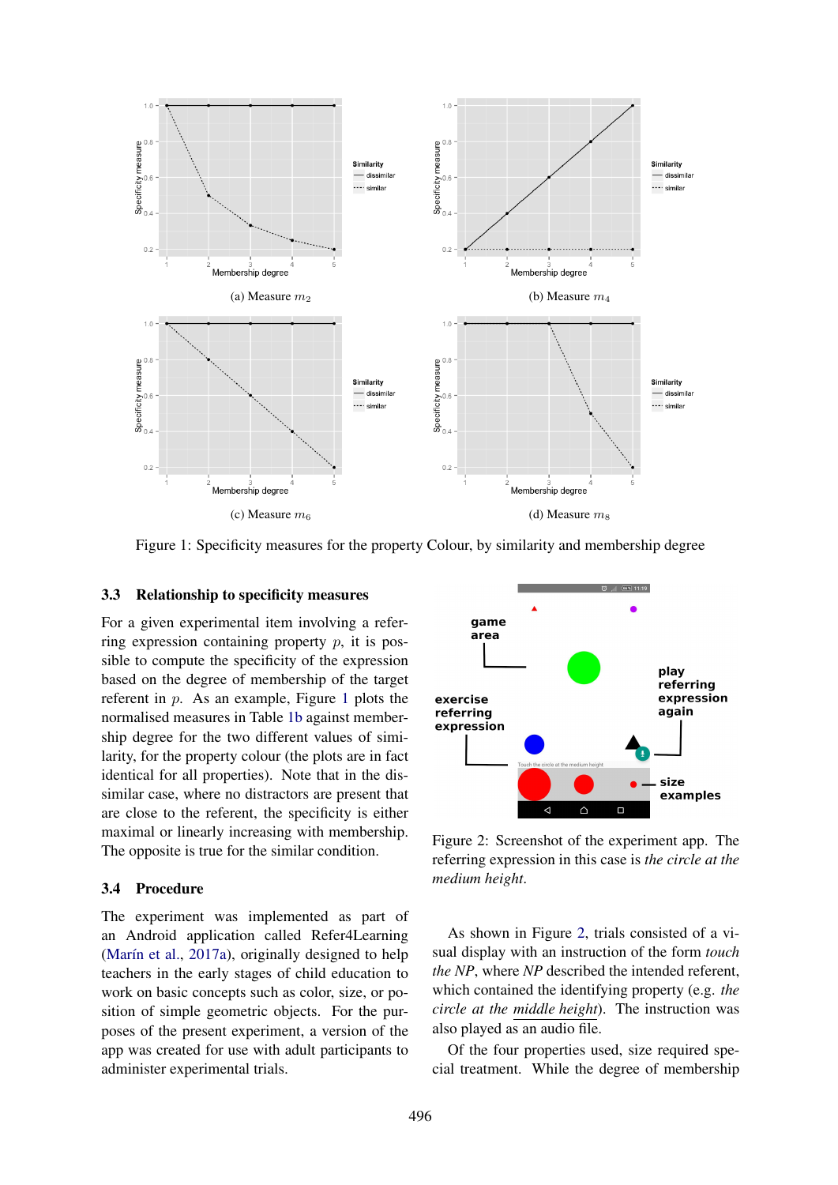(a) Measure $m_2$

(b) Measure $m_4$

(c) Measure $m_6$

(d) Measure $m_8$

Figure 1: Specificity measures for the property Colour, by similarity and membership degree

### 3.3 Relationship to specificity measures

For a given experimental item involving a referring expression containing property $p$, it is possible to compute the specificity of the expression based on the degree of membership of the target referent in $p$. As an example, Figure 1 plots the normalised measures in Table 1b against membership degree for the two different values of similarity, for the property colour (the plots are in fact identical for all properties). Note that in the dissimilar case, where no distractors are present that are close to the referent, the specificity is either maximal or linearly increasing with membership. The opposite is true for the similar condition.

### 3.4 Procedure

The experiment was implemented as part of an Android application called Refer4Learning (Marín et al., 2017a), originally designed to help teachers in the early stages of child education to work on basic concepts such as color, size, or position of simple geometric objects. For the purposes of the present experiment, a version of the app was created for use with adult participants to administer experimental trials.

Figure 2: Screenshot of the experiment app. The referring expression in this case is *the circle at the medium height*.

As shown in Figure 2, trials consisted of a visual display with an instruction of the form *touch the NP*, where *NP* described the intended referent, which contained the identifying property (e.g. *the circle at the middle height*). The instruction was also played as an audio file.

Of the four properties used, size required special treatment. While the degree of membership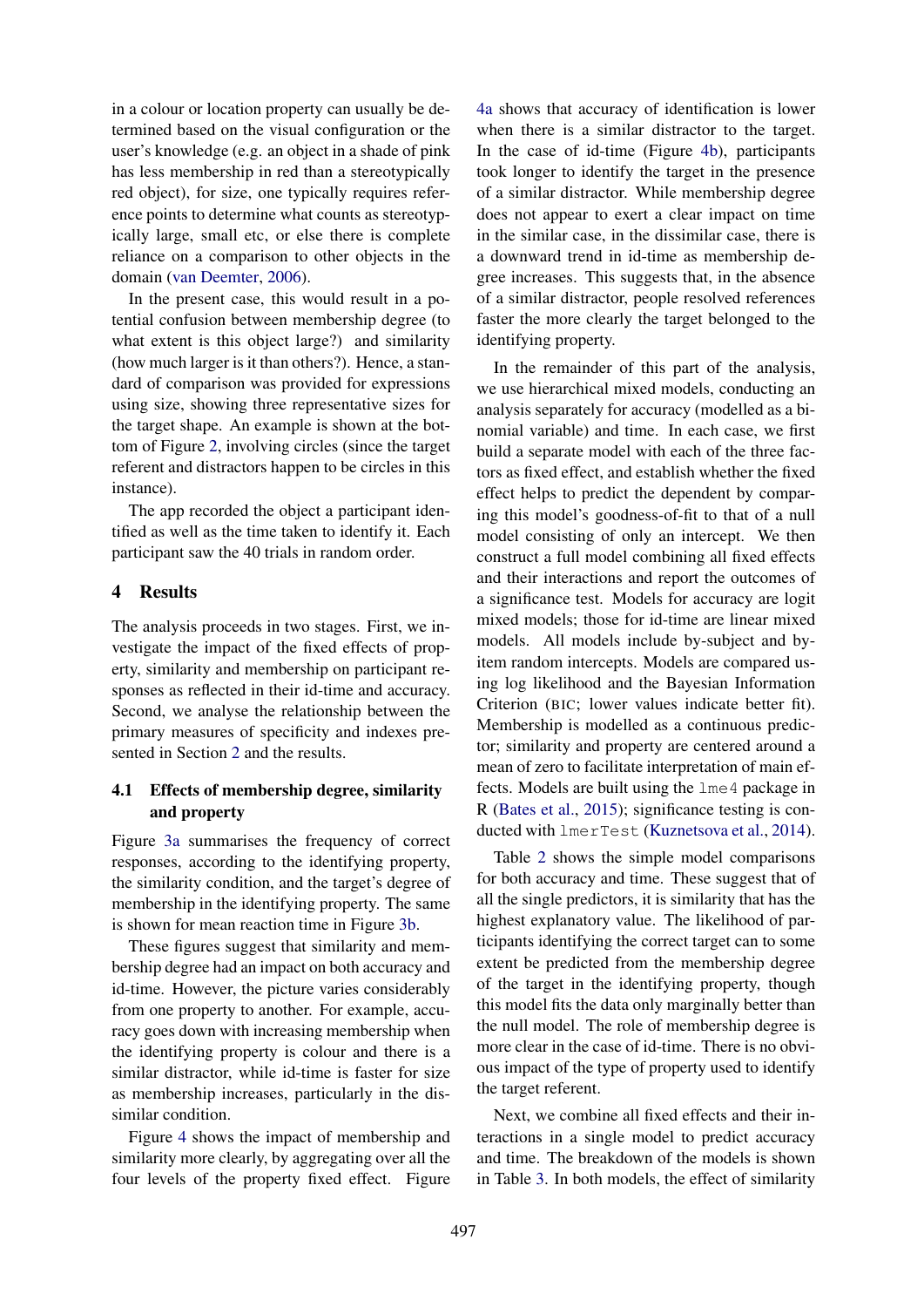in a colour or location property can usually be determined based on the visual configuration or the user's knowledge (e.g. an object in a shade of pink has less membership in red than a stereotypically red object), for size, one typically requires reference points to determine what counts as stereotypically large, small etc, or else there is complete reliance on a comparison to other objects in the domain (van Deemter, 2006).

In the present case, this would result in a potential confusion between membership degree (to what extent is this object large?) and similarity (how much larger is it than others?). Hence, a standard of comparison was provided for expressions using size, showing three representative sizes for the target shape. An example is shown at the bottom of Figure 2, involving circles (since the target referent and distractors happen to be circles in this instance).

The app recorded the object a participant identified as well as the time taken to identify it. Each participant saw the 40 trials in random order.

## 4 Results

The analysis proceeds in two stages. First, we investigate the impact of the fixed effects of property, similarity and membership on participant responses as reflected in their id-time and accuracy. Second, we analyse the relationship between the primary measures of specificity and indexes presented in Section 2 and the results.

### 4.1 Effects of membership degree, similarity and property

Figure 3a summarises the frequency of correct responses, according to the identifying property, the similarity condition, and the target's degree of membership in the identifying property. The same is shown for mean reaction time in Figure 3b.

These figures suggest that similarity and membership degree had an impact on both accuracy and id-time. However, the picture varies considerably from one property to another. For example, accuracy goes down with increasing membership when the identifying property is colour and there is a similar distractor, while id-time is faster for size as membership increases, particularly in the dissimilar condition.

Figure 4 shows the impact of membership and similarity more clearly, by aggregating over all the four levels of the property fixed effect. Figure 4a shows that accuracy of identification is lower when there is a similar distractor to the target. In the case of id-time (Figure 4b), participants took longer to identify the target in the presence of a similar distractor. While membership degree does not appear to exert a clear impact on time in the similar case, in the dissimilar case, there is a downward trend in id-time as membership degree increases. This suggests that, in the absence of a similar distractor, people resolved references faster the more clearly the target belonged to the identifying property.

In the remainder of this part of the analysis, we use hierarchical mixed models, conducting an analysis separately for accuracy (modelled as a binomial variable) and time. In each case, we first build a separate model with each of the three factors as fixed effect, and establish whether the fixed effect helps to predict the dependent by comparing this model's goodness-of-fit to that of a null model consisting of only an intercept. We then construct a full model combining all fixed effects and their interactions and report the outcomes of a significance test. Models for accuracy are logit mixed models; those for id-time are linear mixed models. All models include by-subject and by-item random intercepts. Models are compared using log likelihood and the Bayesian Information Criterion (BIC; lower values indicate better fit). Membership is modelled as a continuous predictor; similarity and property are centered around a mean of zero to facilitate interpretation of main effects. Models are built using the `lme4` package in R (Bates et al., 2015); significance testing is conducted with `lmerTest` (Kuznetsova et al., 2014).

Table 2 shows the simple model comparisons for both accuracy and time. These suggest that of all the single predictors, it is similarity that has the highest explanatory value. The likelihood of participants identifying the correct target can to some extent be predicted from the membership degree of the target in the identifying property, though this model fits the data only marginally better than the null model. The role of membership degree is more clear in the case of id-time. There is no obvious impact of the type of property used to identify the target referent.

Next, we combine all fixed effects and their interactions in a single model to predict accuracy and time. The breakdown of the models is shown in Table 3. In both models, the effect of similarity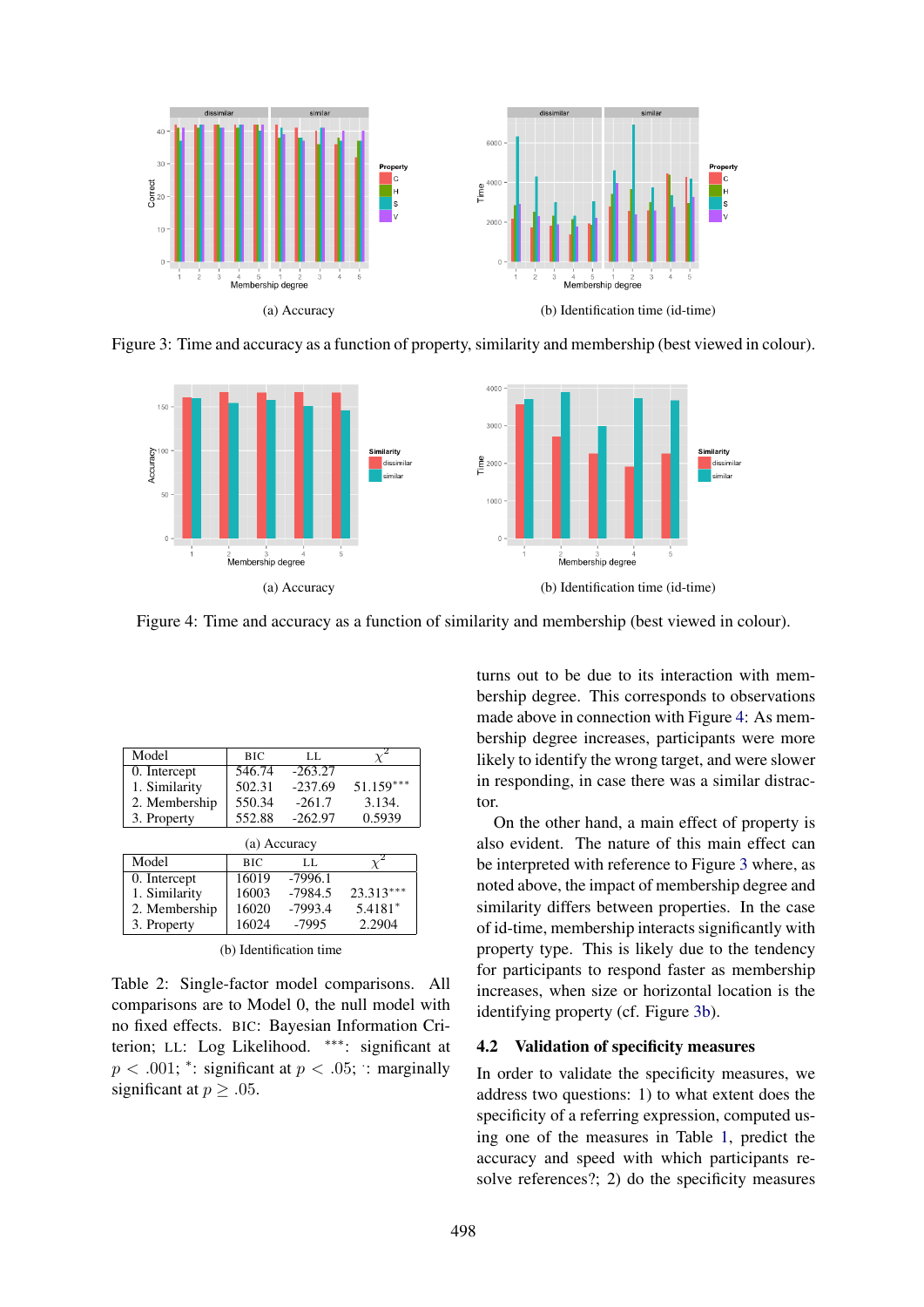(a) Accuracy

(b) Identification time (id-time)

Figure 3: Time and accuracy as a function of property, similarity and membership (best viewed in colour).

(a) Accuracy

(b) Identification time (id-time)

Figure 4: Time and accuracy as a function of similarity and membership (best viewed in colour).

| Model | BIC | LL | $\chi^2$ |
|---|---|---|---|
| 0. Intercept | 546.74 | -263.27 | |
| 1. Similarity | 502.31 | -237.69 | 51.159*** |
| 2. Membership | 550.34 | -261.7 | 3.134. |
| 3. Property | 552.88 | -262.97 | 0.5939 |

(a) Accuracy

| Model | BIC | LL | $\chi^2$ |
|---|---|---|---|
| 0. Intercept | 16019 | -7996.1 | |
| 1. Similarity | 16003 | -7984.5 | 23.313*** |
| 2. Membership | 16020 | -7993.4 | 5.4181* |
| 3. Property | 16024 | -7995 | 2.2904 |

(b) Identification time

Table 2: Single-factor model comparisons. All comparisons are to Model 0, the null model with no fixed effects. BIC: Bayesian Information Criterion; LL: Log Likelihood. ***: significant at $p < .001$; *: significant at $p < .05$; .: marginally significant at $p \geq .05$.

turns out to be due to its interaction with membership degree. This corresponds to observations made above in connection with Figure 4: As membership degree increases, participants were more likely to identify the wrong target, and were slower in responding, in case there was a similar distractor.

On the other hand, a main effect of property is also evident. The nature of this main effect can be interpreted with reference to Figure 3 where, as noted above, the impact of membership degree and similarity differs between properties. In the case of id-time, membership interacts significantly with property type. This is likely due to the tendency for participants to respond faster as membership increases, when size or horizontal location is the identifying property (cf. Figure 3b).

### 4.2 Validation of specificity measures

In order to validate the specificity measures, we address two questions: 1) to what extent does the specificity of a referring expression, computed using one of the measures in Table 1, predict the accuracy and speed with which participants resolve references?; 2) do the specificity measures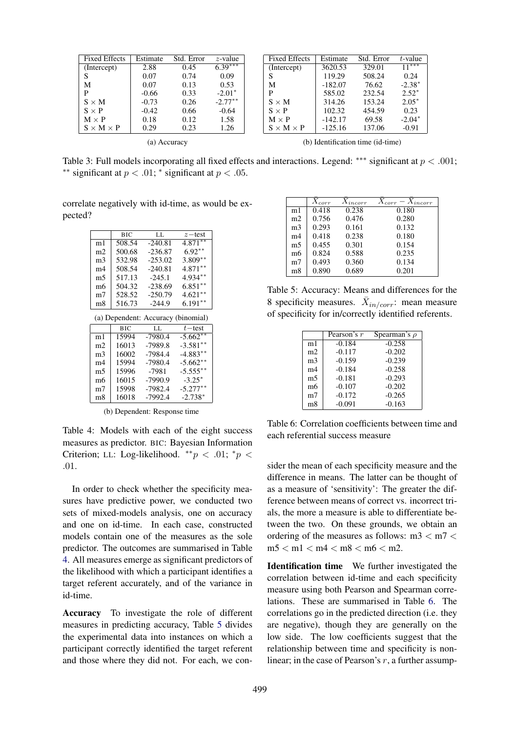| Fixed Effects | Estimate | Std. Error | $z$-value |
|---|---|---|---|
| (Intercept) | 2.88 | 0.45 | 6.39*** |
| S | 0.07 | 0.74 | 0.09 |
| M | 0.07 | 0.13 | 0.53 |
| P | -0.66 | 0.33 | -2.01* |
| S × M | -0.73 | 0.26 | -2.77** |
| S × P | -0.42 | 0.66 | -0.64 |
| M × P | 0.18 | 0.12 | 1.58 |
| S × M × P | 0.29 | 0.23 | 1.26 |

(a) Accuracy

| Fixed Effects | Estimate | Std. Error | $t$-value |
|---|---|---|---|
| (Intercept) | 3620.53 | 329.01 | 11*** |
| S | 119.29 | 508.24 | 0.24 |
| M | -182.07 | 76.62 | -2.38* |
| P | 585.02 | 232.54 | 2.52* |
| S × M | 314.26 | 153.24 | 2.05* |
| S × P | 102.32 | 454.59 | 0.23 |
| M × P | -142.17 | 69.58 | -2.04* |
| S × M × P | -125.16 | 137.06 | -0.91 |

(b) Identification time (id-time)

Table 3: Full models incorporating all fixed effects and interactions. Legend: *** significant at $p < .001$; ** significant at $p < .01$; * significant at $p < .05$.

correlate negatively with id-time, as would be expected?

| | BIC | LL | $z-$test |
|---|---|---|---|
| m1 | 508.54 | -240.81 | 4.871** |
| m2 | 500.68 | -236.87 | 6.92** |
| m3 | 532.98 | -253.02 | 3.809** |
| m4 | 508.54 | -240.81 | 4.871** |
| m5 | 517.13 | -245.1 | 4.934** |
| m6 | 504.32 | -238.69 | 6.851** |
| m7 | 528.52 | -250.79 | 4.621** |
| m8 | 516.73 | -244.9 | 6.191** |

(a) Dependent: Accuracy (binomial)

| | BIC | LL | $t-$test |
|---|---|---|---|
| m1 | 15994 | -7980.4 | -5.662** |
| m2 | 16013 | -7989.8 | -3.581** |
| m3 | 16002 | -7984.4 | -4.883** |
| m4 | 15994 | -7980.4 | -5.662** |
| m5 | 15996 | -7981 | -5.555** |
| m6 | 16015 | -7990.9 | -3.25* |
| m7 | 15998 | -7982.4 | -5.277** |
| m8 | 16018 | -7992.4 | -2.738* |

(b) Dependent: Response time

Table 4: Models with each of the eight success measures as predictor. BIC: Bayesian Information Criterion; LL: Log-likelihood. $^{**}p < .01$; $^{*}p < .01$.

In order to check whether the specificity measures have predictive power, we conducted two sets of mixed-models analysis, one on accuracy and one on id-time. In each case, constructed models contain one of the measures as the sole predictor. The outcomes are summarised in Table 4. All measures emerge as significant predictors of the likelihood with which a participant identifies a target referent accurately, and of the variance in id-time.

**Accuracy** To investigate the role of different measures in predicting accuracy, Table 5 divides the experimental data into instances on which a participant correctly identified the target referent and those where they did not. For each, we consider the mean of each specificity measure and the difference in means. The latter can be thought of as a measure of 'sensitivity': The greater the difference between means of correct vs. incorrect trials, the more a measure is able to differentiate between the two. On these grounds, we obtain an ordering of the measures as follows: m3 < m7 < m5 < m1 < m4 < m8 < m6 < m2.

| | $\bar{X}_{corr}$ | $\bar{X}_{incorr}$ | $\bar{X}_{corr} - \bar{X}_{incorr}$ |
|---|---|---|---|
| m1 | 0.418 | 0.238 | 0.180 |
| m2 | 0.756 | 0.476 | 0.280 |
| m3 | 0.293 | 0.161 | 0.132 |
| m4 | 0.418 | 0.238 | 0.180 |
| m5 | 0.455 | 0.301 | 0.154 |
| m6 | 0.824 | 0.588 | 0.235 |
| m7 | 0.493 | 0.360 | 0.134 |
| m8 | 0.890 | 0.689 | 0.201 |

Table 5: Accuracy: Means and differences for the 8 specificity measures. $\bar{X}_{in/corr}$: mean measure of specificity for in/correctly identified referents.

| | Pearson's $r$ | Spearman's $\rho$ |
|---|---|---|
| m1 | -0.184 | -0.258 |
| m2 | -0.117 | -0.202 |
| m3 | -0.159 | -0.239 |
| m4 | -0.184 | -0.258 |
| m5 | -0.181 | -0.293 |
| m6 | -0.107 | -0.202 |
| m7 | -0.172 | -0.265 |
| m8 | -0.091 | -0.163 |

Table 6: Correlation coefficients between time and each referential success measure

**Identification time** We further investigated the correlation between id-time and each specificity measure using both Pearson and Spearman correlations. These are summarised in Table 6. The correlations go in the predicted direction (i.e. they are negative), though they are generally on the low side. The low coefficients suggest that the relationship between time and specificity is nonlinear; in the case of Pearson's $r$, a further assump-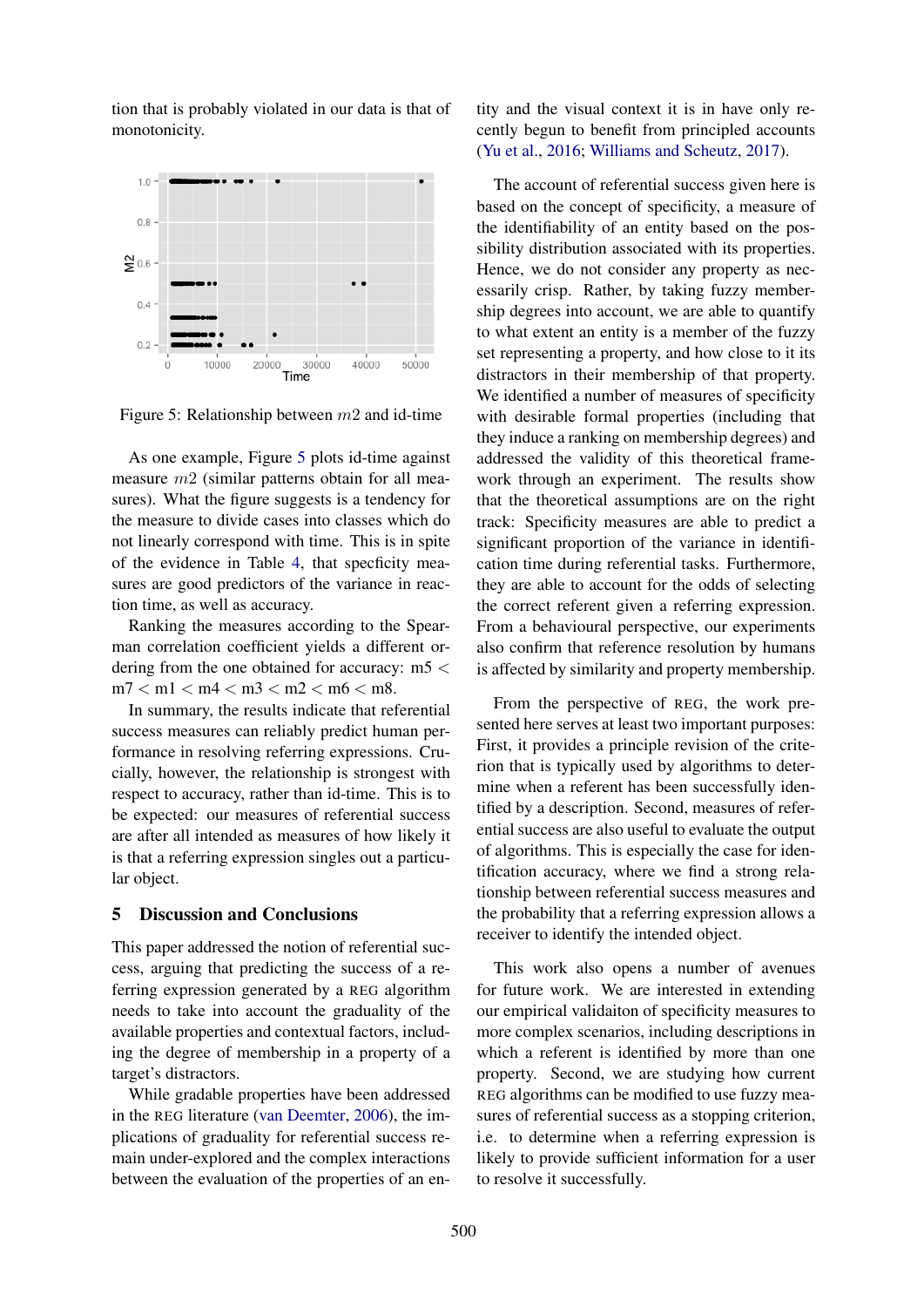tion that is probably violated in our data is that of monotonicity.

Figure 5: Relationship between $m2$ and id-time

As one example, Figure 5 plots id-time against measure $m2$ (similar patterns obtain for all measures). What the figure suggests is a tendency for the measure to divide cases into classes which do not linearly correspond with time. This is in spite of the evidence in Table 4, that specficity measures are good predictors of the variance in reaction time, as well as accuracy.

Ranking the measures according to the Spearman correlation coefficient yields a different ordering from the one obtained for accuracy: m5 < m7 < m1 < m4 < m3 < m2 < m6 < m8.

In summary, the results indicate that referential success measures can reliably predict human performance in resolving referring expressions. Crucially, however, the relationship is strongest with respect to accuracy, rather than id-time. This is to be expected: our measures of referential success are after all intended as measures of how likely it is that a referring expression singles out a particular object.

## 5 Discussion and Conclusions

This paper addressed the notion of referential success, arguing that predicting the success of a referring expression generated by a REG algorithm needs to take into account the graduality of the available properties and contextual factors, including the degree of membership in a property of a target's distractors.

While gradable properties have been addressed in the REG literature (van Deemter, 2006), the implications of graduality for referential success remain under-explored and the complex interactions between the evaluation of the properties of an entity and the visual context it is in have only recently begun to benefit from principled accounts (Yu et al., 2016; Williams and Scheutz, 2017).

The account of referential success given here is based on the concept of specificity, a measure of the identifiability of an entity based on the possibility distribution associated with its properties. Hence, we do not consider any property as necessarily crisp. Rather, by taking fuzzy membership degrees into account, we are able to quantify to what extent an entity is a member of the fuzzy set representing a property, and how close to it its distractors in their membership of that property. We identified a number of measures of specificity with desirable formal properties (including that they induce a ranking on membership degrees) and addressed the validity of this theoretical framework through an experiment. The results show that the theoretical assumptions are on the right track: Specificity measures are able to predict a significant proportion of the variance in identification time during referential tasks. Furthermore, they are able to account for the odds of selecting the correct referent given a referring expression. From a behavioural perspective, our experiments also confirm that reference resolution by humans is affected by similarity and property membership.

From the perspective of REG, the work presented here serves at least two important purposes: First, it provides a principle revision of the criterion that is typically used by algorithms to determine when a referent has been successfully identified by a description. Second, measures of referential success are also useful to evaluate the output of algorithms. This is especially the case for identification accuracy, where we find a strong relationship between referential success measures and the probability that a referring expression allows a receiver to identify the intended object.

This work also opens a number of avenues for future work. We are interested in extending our empirical validaiton of specificity measures to more complex scenarios, including descriptions in which a referent is identified by more than one property. Second, we are studying how current REG algorithms can be modified to use fuzzy measures of referential success as a stopping criterion, i.e. to determine when a referring expression is likely to provide sufficient information for a user to resolve it successfully.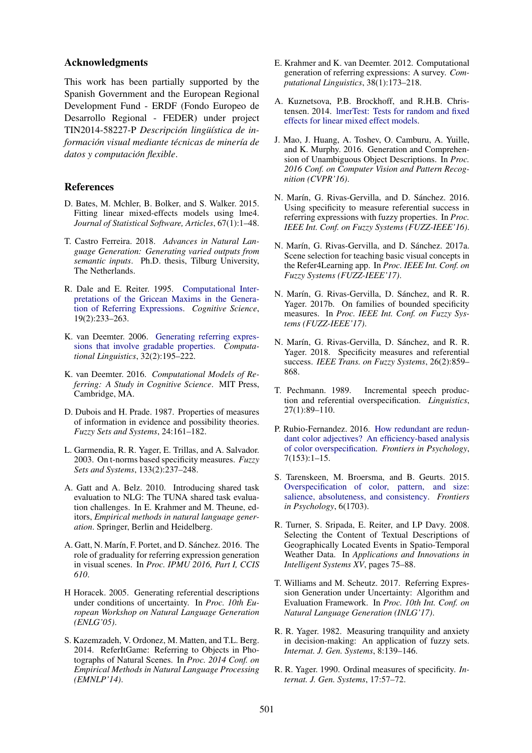## Acknowledgments

This work has been partially supported by the Spanish Government and the European Regional Development Fund - ERDF (Fondo Europeo de Desarrollo Regional - FEDER) under project TIN2014-58227-P *Descripción lingüística de información visual mediante técnicas de minería de datos y computación flexible*.

## References

D. Bates, M. Mchler, B. Bolker, and S. Walker. 2015. Fitting linear mixed-effects models using lme4. *Journal of Statistical Software, Articles*, 67(1):1–48.

T. Castro Ferreira. 2018. *Advances in Natural Language Generation: Generating varied outputs from semantic inputs*. Ph.D. thesis, Tilburg University, The Netherlands.

R. Dale and E. Reiter. 1995. Computational Interpretations of the Gricean Maxims in the Generation of Referring Expressions. *Cognitive Science*, 19(2):233–263.

K. van Deemter. 2006. Generating referring expressions that involve gradable properties. *Computational Linguistics*, 32(2):195–222.

K. van Deemter. 2016. *Computational Models of Referring: A Study in Cognitive Science*. MIT Press, Cambridge, MA.

D. Dubois and H. Prade. 1987. Properties of measures of information in evidence and possibility theories. *Fuzzy Sets and Systems*, 24:161–182.

L. Garmendia, R. R. Yager, E. Trillas, and A. Salvador. 2003. On t-norms based specificity measures. *Fuzzy Sets and Systems*, 133(2):237–248.

A. Gatt and A. Belz. 2010. Introducing shared task evaluation to NLG: The TUNA shared task evaluation challenges. In E. Krahmer and M. Theune, editors, *Empirical methods in natural language generation*. Springer, Berlin and Heidelberg.

A. Gatt, N. Marín, F. Portet, and D. Sánchez. 2016. The role of graduality for referring expression generation in visual scenes. In *Proc. IPMU 2016, Part I, CCIS 610*.

H Horacek. 2005. Generating referential descriptions under conditions of uncertainty. In *Proc. 10th European Workshop on Natural Language Generation (ENLG'05)*.

S. Kazemzadeh, V. Ordonez, M. Matten, and T.L. Berg. 2014. ReferItGame: Referring to Objects in Photographs of Natural Scenes. In *Proc. 2014 Conf. on Empirical Methods in Natural Language Processing (EMNLP'14)*.

E. Krahmer and K. van Deemter. 2012. Computational generation of referring expressions: A survey. *Computational Linguistics*, 38(1):173–218.

A. Kuznetsova, P.B. Brockhoff, and R.H.B. Christensen. 2014. lmerTest: Tests for random and fixed effects for linear mixed effect models.

J. Mao, J. Huang, A. Toshev, O. Camburu, A. Yuille, and K. Murphy. 2016. Generation and Comprehension of Unambiguous Object Descriptions. In *Proc. 2016 Conf. on Computer Vision and Pattern Recognition (CVPR'16)*.

N. Marín, G. Rivas-Gervilla, and D. Sánchez. 2016. Using specificity to measure referential success in referring expressions with fuzzy properties. In *Proc. IEEE Int. Conf. on Fuzzy Systems (FUZZ-IEEE'16)*.

N. Marín, G. Rivas-Gervilla, and D. Sánchez. 2017a. Scene selection for teaching basic visual concepts in the Refer4Learning app. In *Proc. IEEE Int. Conf. on Fuzzy Systems (FUZZ-IEEE'17)*.

N. Marín, G. Rivas-Gervilla, D. Sánchez, and R. R. Yager. 2017b. On families of bounded specificity measures. In *Proc. IEEE Int. Conf. on Fuzzy Systems (FUZZ-IEEE'17)*.

N. Marín, G. Rivas-Gervilla, D. Sánchez, and R. R. Yager. 2018. Specificity measures and referential success. *IEEE Trans. on Fuzzy Systems*, 26(2):859–868.

T. Pechmann. 1989. Incremental speech production and referential overspecification. *Linguistics*, 27(1):89–110.

P. Rubio-Fernandez. 2016. How redundant are redundant color adjectives? An efficiency-based analysis of color overspecification. *Frontiers in Psychology*, 7(153):1–15.

S. Tarenskeen, M. Broersma, and B. Geurts. 2015. Overspecification of color, pattern, and size: salience, absoluteness, and consistency. *Frontiers in Psychology*, 6(1703).

R. Turner, S. Sripada, E. Reiter, and I.P Davy. 2008. Selecting the Content of Textual Descriptions of Geographically Located Events in Spatio-Temporal Weather Data. In *Applications and Innovations in Intelligent Systems XV*, pages 75–88.

T. Williams and M. Scheutz. 2017. Referring Expression Generation under Uncertainty: Algorithm and Evaluation Framework. In *Proc. 10th Int. Conf. on Natural Language Generation (INLG'17)*.

R. R. Yager. 1982. Measuring tranquility and anxiety in decision-making: An application of fuzzy sets. *Internat. J. Gen. Systems*, 8:139–146.

R. R. Yager. 1990. Ordinal measures of specificity. *Internat. J. Gen. Systems*, 17:57–72.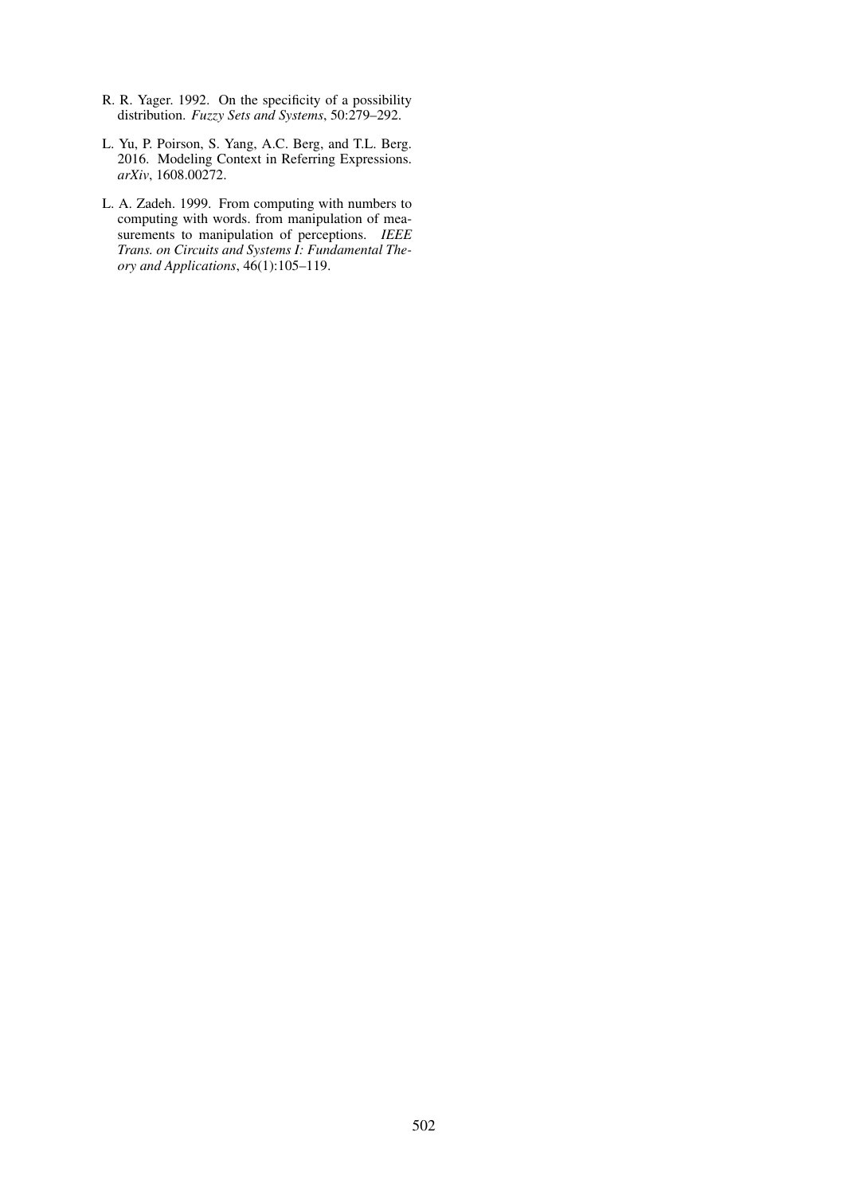R. R. Yager. 1992. On the specificity of a possibility distribution. *Fuzzy Sets and Systems*, 50:279–292.

L. Yu, P. Poirson, S. Yang, A.C. Berg, and T.L. Berg. 2016. Modeling Context in Referring Expressions. *arXiv*, 1608.00272.

L. A. Zadeh. 1999. From computing with numbers to computing with words. from manipulation of measurements to manipulation of perceptions. *IEEE Trans. on Circuits and Systems I: Fundamental Theory and Applications*, 46(1):105–119.